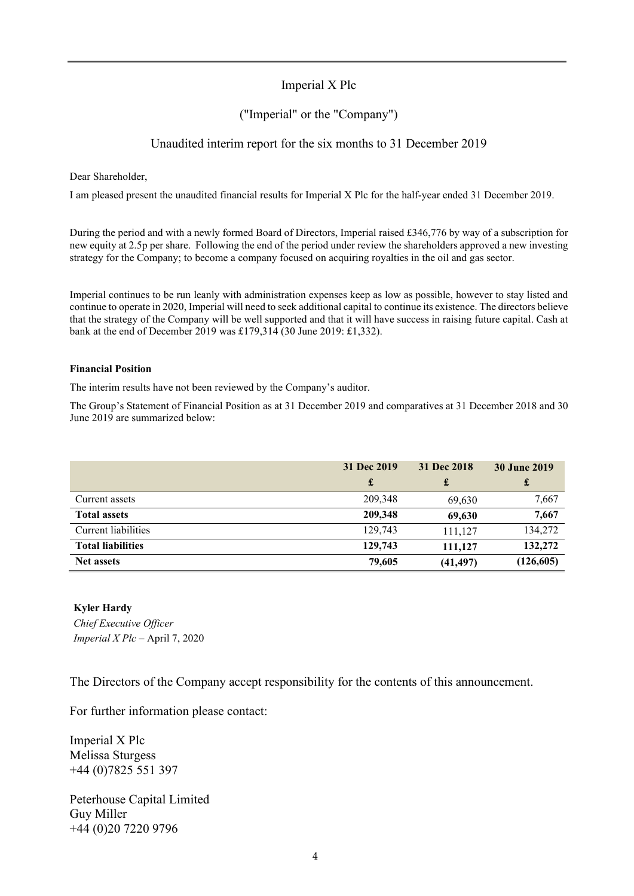# Imperial X Plc

## ("Imperial" or the "Company")

## Unaudited interim report for the six months to 31 December 2019

Dear Shareholder,

I am pleased present the unaudited financial results for Imperial X Plc for the half-year ended 31 December 2019.

During the period and with a newly formed Board of Directors, Imperial raised £346,776 by way of a subscription for new equity at 2.5p per share. Following the end of the period under review the shareholders approved a new investing strategy for the Company; to become a company focused on acquiring royalties in the oil and gas sector.

Imperial continues to be run leanly with administration expenses keep as low as possible, however to stay listed and continue to operate in 2020, Imperial will need to seek additional capital to continue its existence. The directors believe that the strategy of the Company will be well supported and that it will have success in raising future capital. Cash at bank at the end of December 2019 was £179,314 (30 June 2019: £1,332).

**Financial Position**

The interim results have not been reviewed by the Company's auditor.

The Group's Statement of Financial Position as at 31 December 2019 and comparatives at 31 December 2018 and 30 June 2019 are summarized below:

| | **31 Dec 2019** | **31 Dec 2018** | **30 June 2019** |
|---|---|---|---|
| | **£** | **£** | **£** |
| Current assets | 209,348 | 69,630 | 7,667 |
| **Total assets** | **209,348** | **69,630** | **7,667** |
| Current liabilities | 129,743 | 111,127 | 134,272 |
| **Total liabilities** | **129,743** | **111,127** | **132,272** |
| **Net assets** | **79,605** | **(41,497)** | **(126,605)** |

**Kyler Hardy**
*Chief Executive Officer*
*Imperial X Plc* – April 7, 2020

The Directors of the Company accept responsibility for the contents of this announcement.

For further information please contact:

Imperial X Plc
Melissa Sturgess
+44 (0)7825 551 397

Peterhouse Capital Limited
Guy Miller
+44 (0)20 7220 9796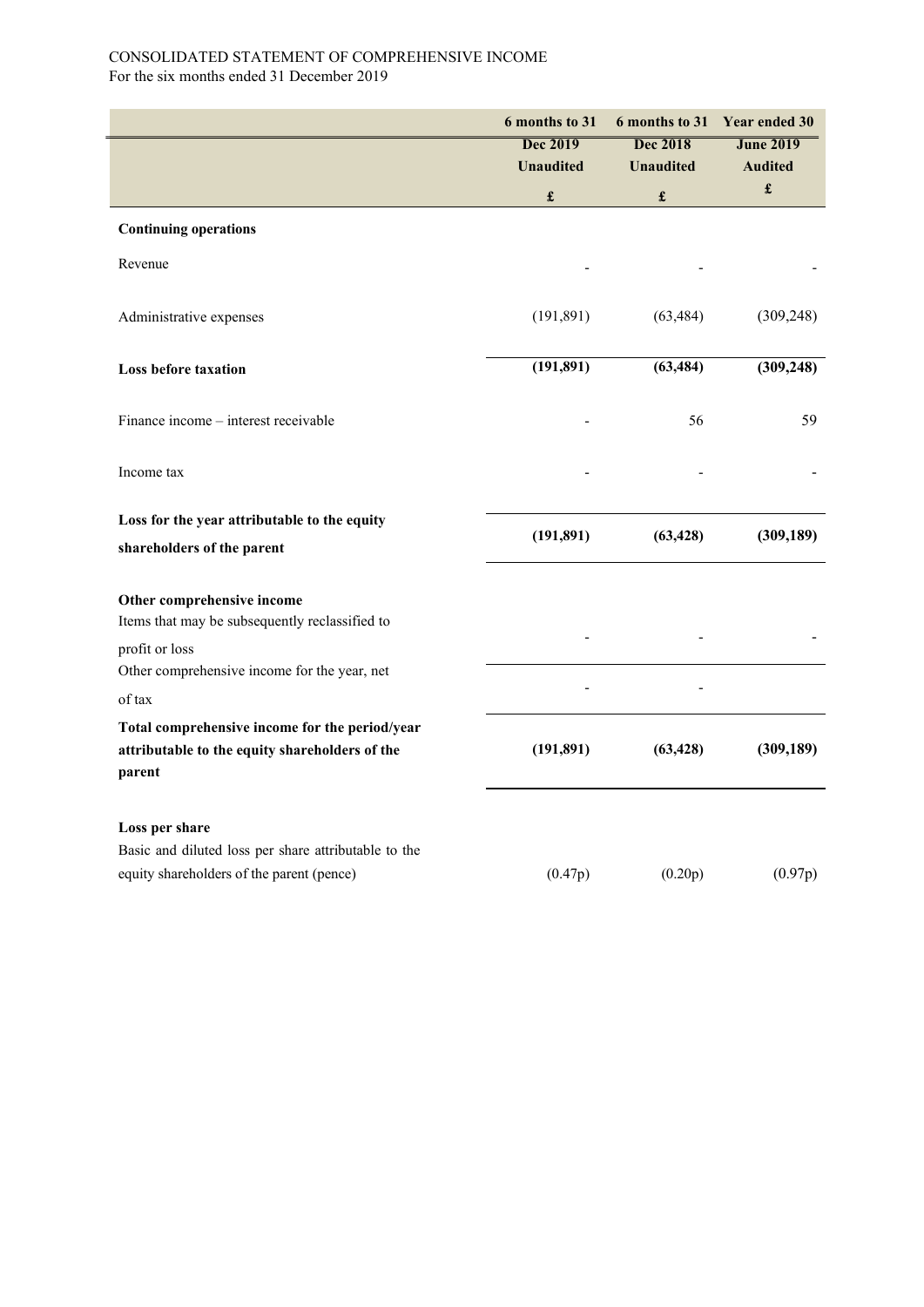CONSOLIDATED STATEMENT OF COMPREHENSIVE INCOME

For the six months ended 31 December 2019

| | 6 months to 31 Dec 2019 Unaudited | 6 months to 31 Dec 2018 Unaudited | Year ended 30 June 2019 Audited |
|---|---|---|---|
| | £ | £ | £ |
| **Continuing operations** | | | |
| Revenue | - | - | - |
| Administrative expenses | (191,891) | (63,484) | (309,248) |
| **Loss before taxation** | **(191,891)** | **(63,484)** | **(309,248)** |
| Finance income – interest receivable | - | 56 | 59 |
| Income tax | - | - | - |
| **Loss for the year attributable to the equity shareholders of the parent** | **(191,891)** | **(63,428)** | **(309,189)** |
| **Other comprehensive income** | | | |
| Items that may be subsequently reclassified to profit or loss | - | - | - |
| Other comprehensive income for the year, net of tax | - | - | |
| **Total comprehensive income for the period/year attributable to the equity shareholders of the parent** | **(191,891)** | **(63,428)** | **(309,189)** |
| **Loss per share** | | | |
| Basic and diluted loss per share attributable to the equity shareholders of the parent (pence) | (0.47p) | (0.20p) | (0.97p) |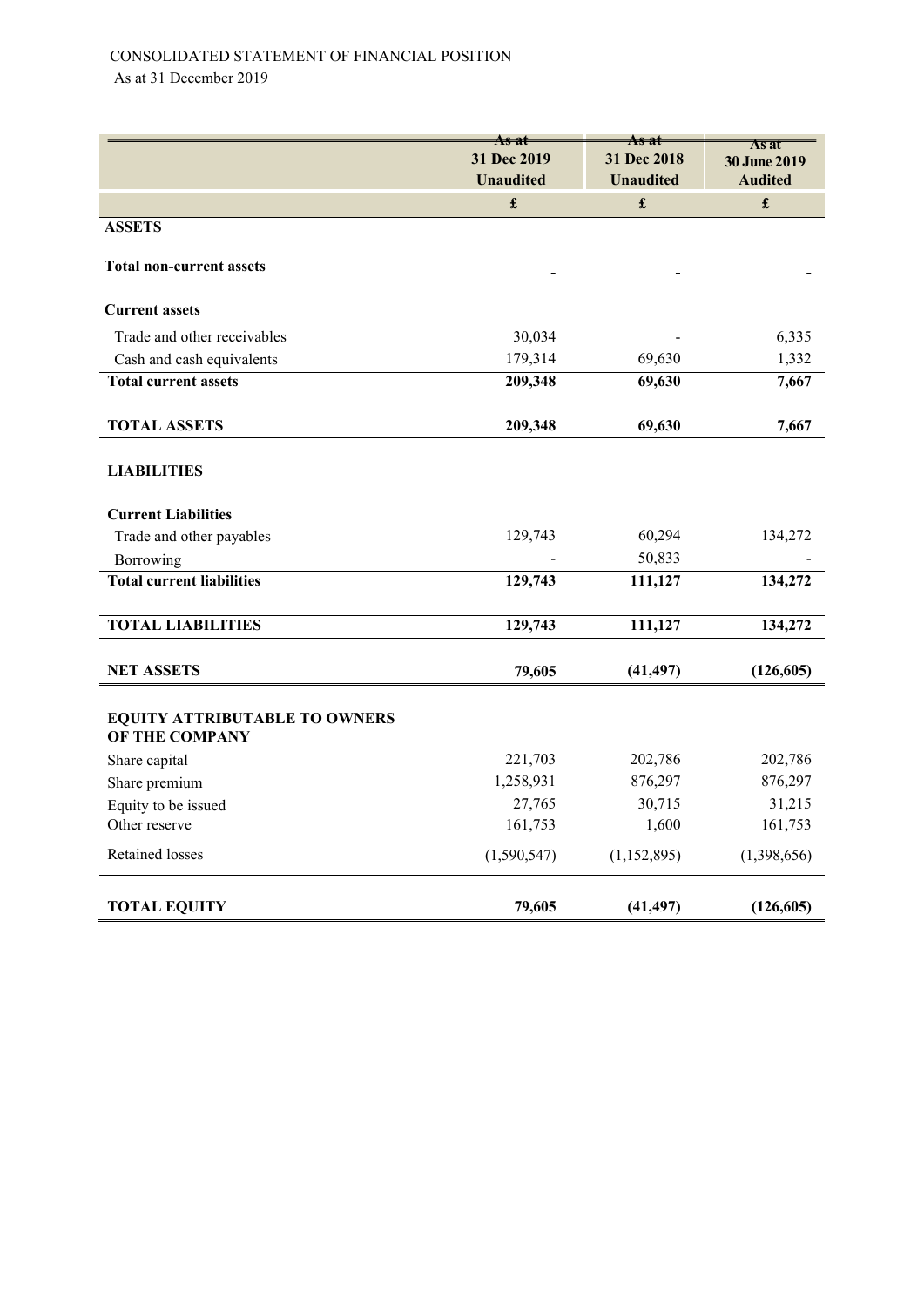CONSOLIDATED STATEMENT OF FINANCIAL POSITION

As at 31 December 2019

| | As at 31 Dec 2019 Unaudited | As at 31 Dec 2018 Unaudited | As at 30 June 2019 Audited |
|---|---|---|---|
| | £ | £ | £ |
| **ASSETS** | | | |
| **Total non-current assets** | - | - | - |
| **Current assets** | | | |
| Trade and other receivables | 30,034 | - | 6,335 |
| Cash and cash equivalents | 179,314 | 69,630 | 1,332 |
| **Total current assets** | **209,348** | **69,630** | **7,667** |
| **TOTAL ASSETS** | **209,348** | **69,630** | **7,667** |
| **LIABILITIES** | | | |
| **Current Liabilities** | | | |
| Trade and other payables | 129,743 | 60,294 | 134,272 |
| Borrowing | - | 50,833 | - |
| **Total current liabilities** | **129,743** | **111,127** | **134,272** |
| **TOTAL LIABILITIES** | **129,743** | **111,127** | **134,272** |
| **NET ASSETS** | **79,605** | **(41,497)** | **(126,605)** |
| **EQUITY ATTRIBUTABLE TO OWNERS OF THE COMPANY** | | | |
| Share capital | 221,703 | 202,786 | 202,786 |
| Share premium | 1,258,931 | 876,297 | 876,297 |
| Equity to be issued | 27,765 | 30,715 | 31,215 |
| Other reserve | 161,753 | 1,600 | 161,753 |
| Retained losses | (1,590,547) | (1,152,895) | (1,398,656) |
| **TOTAL EQUITY** | **79,605** | **(41,497)** | **(126,605)** |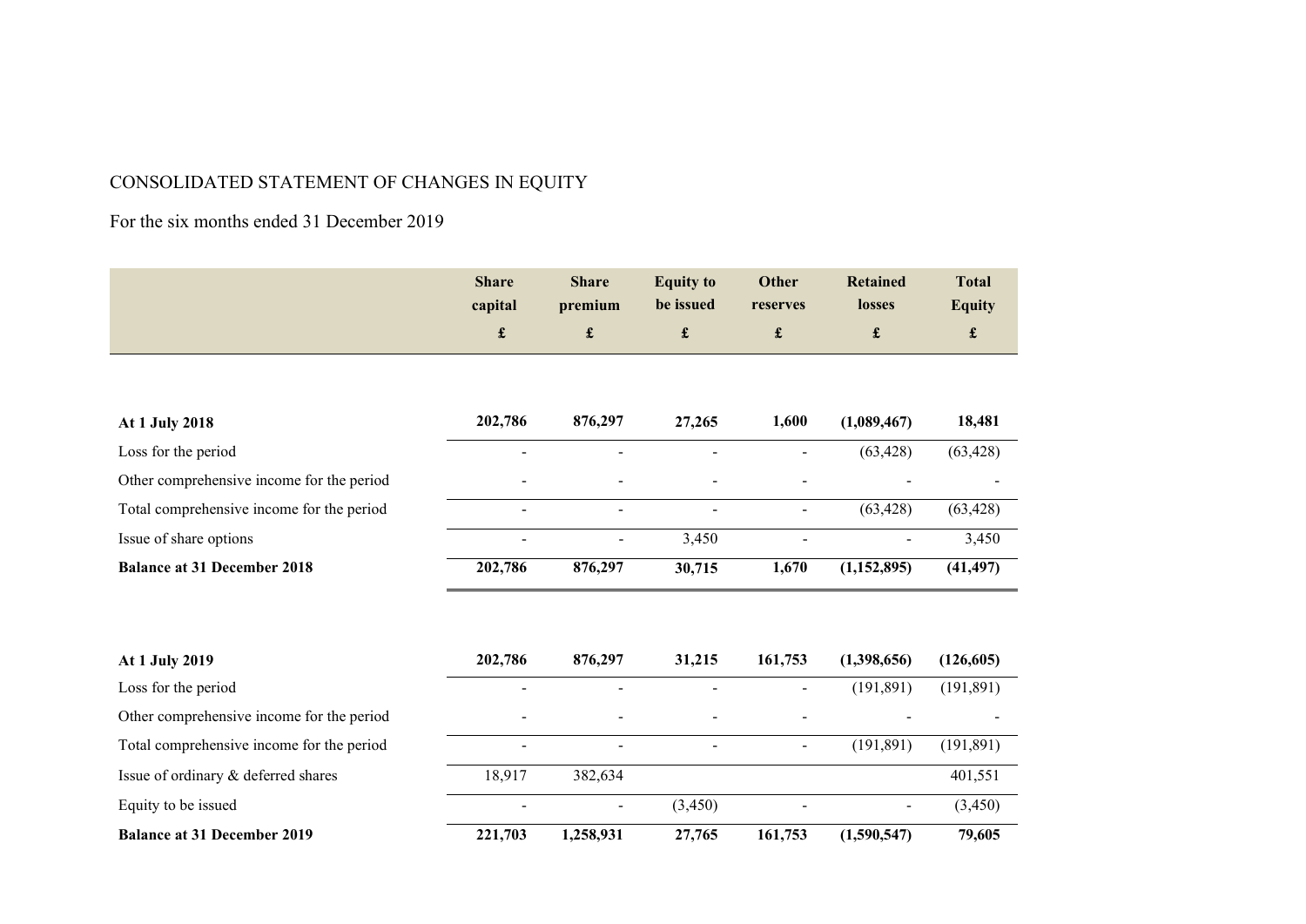CONSOLIDATED STATEMENT OF CHANGES IN EQUITY

For the six months ended 31 December 2019

| | Share capital £ | Share premium £ | Equity to be issued £ | Other reserves £ | Retained losses £ | Total Equity £ |
|---|---|---|---|---|---|---|
| **At 1 July 2018** | **202,786** | **876,297** | **27,265** | **1,600** | **(1,089,467)** | **18,481** |
| Loss for the period | - | - | - | - | (63,428) | (63,428) |
| Other comprehensive income for the period | - | - | - | - | - | - |
| Total comprehensive income for the period | - | - | - | - | (63,428) | (63,428) |
| Issue of share options | - | - | 3,450 | - | - | 3,450 |
| **Balance at 31 December 2018** | **202,786** | **876,297** | **30,715** | **1,670** | **(1,152,895)** | **(41,497)** |
| | | | | | | |
| **At 1 July 2019** | **202,786** | **876,297** | **31,215** | **161,753** | **(1,398,656)** | **(126,605)** |
| Loss for the period | - | - | - | - | (191,891) | (191,891) |
| Other comprehensive income for the period | - | - | - | - | - | - |
| Total comprehensive income for the period | - | - | - | - | (191,891) | (191,891) |
| Issue of ordinary & deferred shares | 18,917 | 382,634 | | | | 401,551 |
| Equity to be issued | - | - | (3,450) | - | - | (3,450) |
| **Balance at 31 December 2019** | **221,703** | **1,258,931** | **27,765** | **161,753** | **(1,590,547)** | **79,605** |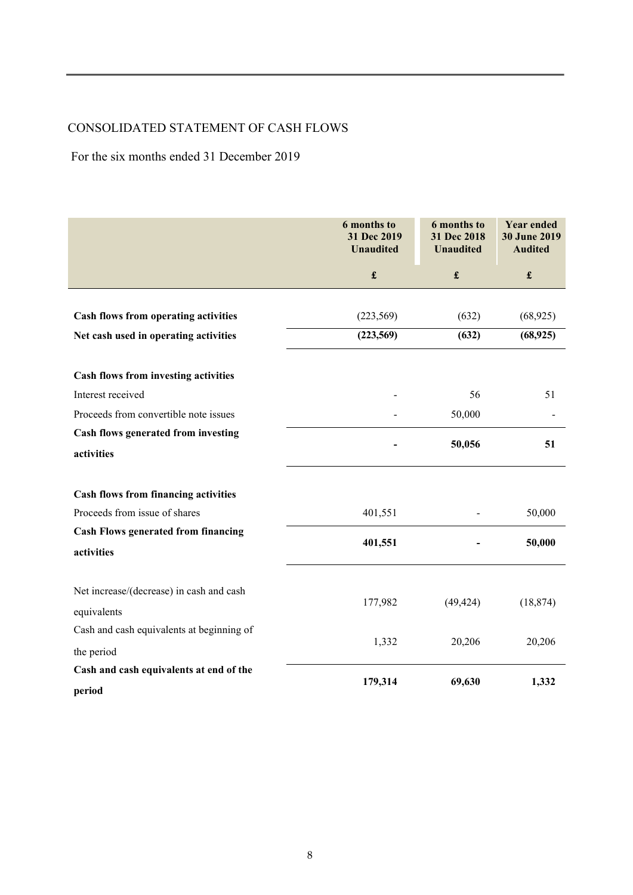# CONSOLIDATED STATEMENT OF CASH FLOWS

For the six months ended 31 December 2019

| | 6 months to 31 Dec 2019 Unaudited | 6 months to 31 Dec 2018 Unaudited | Year ended 30 June 2019 Audited |
|---|---|---|---|
| | £ | £ | £ |
| **Cash flows from operating activities** | (223,569) | (632) | (68,925) |
| **Net cash used in operating activities** | **(223,569)** | **(632)** | **(68,925)** |
| **Cash flows from investing activities** | | | |
| Interest received | - | 56 | 51 |
| Proceeds from convertible note issues | - | 50,000 | - |
| **Cash flows generated from investing activities** | **-** | **50,056** | **51** |
| **Cash flows from financing activities** | | | |
| Proceeds from issue of shares | 401,551 | - | 50,000 |
| **Cash Flows generated from financing activities** | **401,551** | **-** | **50,000** |
| Net increase/(decrease) in cash and cash equivalents | 177,982 | (49,424) | (18,874) |
| Cash and cash equivalents at beginning of the period | 1,332 | 20,206 | 20,206 |
| **Cash and cash equivalents at end of the period** | **179,314** | **69,630** | **1,332** |